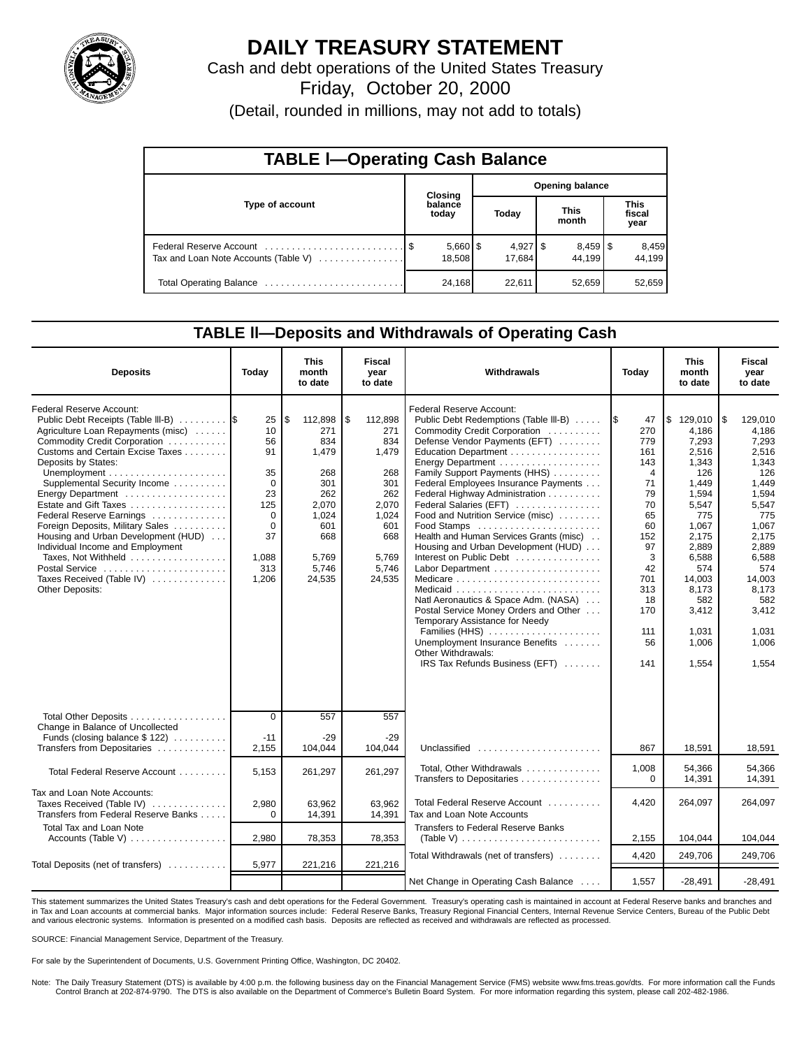# DAILY TREASURY STATEMENT

Cash and debt operations of the United States Treasury

Friday, October 20, 2000

(Detail, rounded in millions, may not add to totals)

## TABLE I—Operating Cash Balance

| Type of account | Closing balance today | Opening balance Today | Opening balance This month | Opening balance This fiscal year |
|---|---|---|---|---|
| Federal Reserve Account | $ 5,660 | $ 4,927 | $ 8,459 | $ 8,459 |
| Tax and Loan Note Accounts (Table V) | 18,508 | 17,684 | 44,199 | 44,199 |
| Total Operating Balance | 24,168 | 22,611 | 52,659 | 52,659 |

## TABLE II—Deposits and Withdrawals of Operating Cash

| Deposits | Today | This month to date | Fiscal year to date |
|---|---|---|---|
| Federal Reserve Account: | | | |
| Public Debt Receipts (Table III-B) | $ 25 | $ 112,898 | $ 112,898 |
| Agriculture Loan Repayments (misc) | 10 | 271 | 271 |
| Commodity Credit Corporation | 56 | 834 | 834 |
| Customs and Certain Excise Taxes | 91 | 1,479 | 1,479 |
| Deposits by States: | | | |
| Unemployment | 35 | 268 | 268 |
| Supplemental Security Income | 0 | 301 | 301 |
| Energy Department | 23 | 262 | 262 |
| Estate and Gift Taxes | 125 | 2,070 | 2,070 |
| Federal Reserve Earnings | 0 | 1,024 | 1,024 |
| Foreign Deposits, Military Sales | 0 | 601 | 601 |
| Housing and Urban Development (HUD) | 37 | 668 | 668 |
| Individual Income and Employment Taxes, Not Withheld | 1,088 | 5,769 | 5,769 |
| Postal Service | 313 | 5,746 | 5,746 |
| Taxes Received (Table IV) | 1,206 | 24,535 | 24,535 |
| Other Deposits: | | | |
| Total Other Deposits | 0 | 557 | 557 |
| Change in Balance of Uncollected Funds (closing balance $ 122) | -11 | -29 | -29 |
| Transfers from Depositaries | 2,155 | 104,044 | 104,044 |
| Total Federal Reserve Account | 5,153 | 261,297 | 261,297 |
| Tax and Loan Note Accounts: | | | |
| Taxes Received (Table IV) | 2,980 | 63,962 | 63,962 |
| Transfers from Federal Reserve Banks | 0 | 14,391 | 14,391 |
| Total Tax and Loan Note Accounts (Table V) | 2,980 | 78,353 | 78,353 |
| Total Deposits (net of transfers) | 5,977 | 221,216 | 221,216 |

| Withdrawals | Today | This month to date | Fiscal year to date |
|---|---|---|---|
| Federal Reserve Account: | | | |
| Public Debt Redemptions (Table III-B) | $ 47 | $ 129,010 | $ 129,010 |
| Commodity Credit Corporation | 270 | 4,186 | 4,186 |
| Defense Vendor Payments (EFT) | 779 | 7,293 | 7,293 |
| Education Department | 161 | 2,516 | 2,516 |
| Energy Department | 143 | 1,343 | 1,343 |
| Family Support Payments (HHS) | 4 | 126 | 126 |
| Federal Employees Insurance Payments | 71 | 1,449 | 1,449 |
| Federal Highway Administration | 79 | 1,594 | 1,594 |
| Federal Salaries (EFT) | 70 | 5,547 | 5,547 |
| Food and Nutrition Service (misc) | 65 | 775 | 775 |
| Food Stamps | 60 | 1,067 | 1,067 |
| Health and Human Services Grants (misc) | 152 | 2,175 | 2,175 |
| Housing and Urban Development (HUD) | 97 | 2,889 | 2,889 |
| Interest on Public Debt | 3 | 6,588 | 6,588 |
| Labor Department | 42 | 574 | 574 |
| Medicare | 701 | 14,003 | 14,003 |
| Medicaid | 313 | 8,173 | 8,173 |
| Natl Aeronautics & Space Adm. (NASA) | 18 | 582 | 582 |
| Postal Service Money Orders and Other | 170 | 3,412 | 3,412 |
| Temporary Assistance for Needy Families (HHS) | 111 | 1,031 | 1,031 |
| Unemployment Insurance Benefits | 56 | 1,006 | 1,006 |
| Other Withdrawals: | | | |
| IRS Tax Refunds Business (EFT) | 141 | 1,554 | 1,554 |
| Unclassified | 867 | 18,591 | 18,591 |
| Total, Other Withdrawals | 1,008 | 54,366 | 54,366 |
| Transfers to Depositaries | 0 | 14,391 | 14,391 |
| Total Federal Reserve Account | 4,420 | 264,097 | 264,097 |
| Tax and Loan Note Accounts | | | |
| Transfers to Federal Reserve Banks (Table V) | 2,155 | 104,044 | 104,044 |
| Total Withdrawals (net of transfers) | 4,420 | 249,706 | 249,706 |
| Net Change in Operating Cash Balance | 1,557 | -28,491 | -28,491 |

This statement summarizes the United States Treasury's cash and debt operations for the Federal Government. Treasury's operating cash is maintained in account at Federal Reserve banks and branches and in Tax and Loan accounts at commercial banks. Major information sources include: Federal Reserve Banks, Treasury Regional Financial Centers, Internal Revenue Service Centers, Bureau of the Public Debt and various electronic systems. Information is presented on a modified cash basis. Deposits are reflected as received and withdrawals are reflected as processed.

SOURCE: Financial Management Service, Department of the Treasury.

For sale by the Superintendent of Documents, U.S. Government Printing Office, Washington, DC 20402.

Note: The Daily Treasury Statement (DTS) is available by 4:00 p.m. the following business day on the Financial Management Service (FMS) website www.fms.treas.gov/dts. For more information call the Funds Control Branch at 202-874-9790. The DTS is also available on the Department of Commerce's Bulletin Board System. For more information regarding this system, please call 202-482-1986.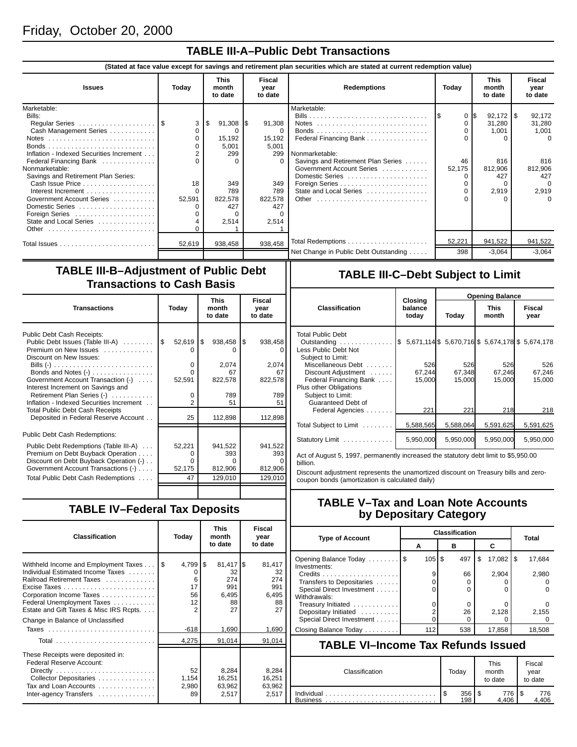Friday, October 20, 2000

## TABLE III-A–Public Debt Transactions

(Stated at face value except for savings and retirement plan securities which are stated at current redemption value)

| Issues | Today | This month to date | Fiscal year to date |
|---|---|---|---|
| Marketable: | | | |
| Bills: | | | |
| Regular Series | $ 3 | $ 91,308 | $ 91,308 |
| Cash Management Series | 0 | 0 | 0 |
| Notes | 0 | 15,192 | 15,192 |
| Bonds | 0 | 5,001 | 5,001 |
| Inflation - Indexed Securities Increment | 2 | 299 | 299 |
| Federal Financing Bank | 0 | 0 | 0 |
| Nonmarketable: | | | |
| Savings and Retirement Plan Series: | | | |
| Cash Issue Price | 18 | 349 | 349 |
| Interest Increment | 0 | 789 | 789 |
| Government Account Series | 52,591 | 822,578 | 822,578 |
| Domestic Series | 0 | 427 | 427 |
| Foreign Series | 0 | 0 | 0 |
| State and Local Series | 4 | 2,514 | 2,514 |
| Other | 0 | 1 | 1 |
| Total Issues | 52,619 | 938,458 | 938,458 |

| Redemptions | Today | This month to date | Fiscal year to date |
|---|---|---|---|
| Marketable: | | | |
| Bills | $ 0 | $ 92,172 | $ 92,172 |
| Notes | 0 | 31,280 | 31,280 |
| Bonds | 0 | 1,001 | 1,001 |
| Federal Financing Bank | 0 | 0 | 0 |
| Nonmarketable: | | | |
| Savings and Retirement Plan Series | 46 | 816 | 816 |
| Government Account Series | 52,175 | 812,906 | 812,906 |
| Domestic Series | 0 | 427 | 427 |
| Foreign Series | 0 | 0 | 0 |
| State and Local Series | 0 | 2,919 | 2,919 |
| Other | 0 | 0 | 0 |
| Total Redemptions | 52,221 | 941,522 | 941,522 |
| Net Change in Public Debt Outstanding | 398 | -3,064 | -3,064 |

## TABLE III-B–Adjustment of Public Debt Transactions to Cash Basis

| Transactions | Today | This month to date | Fiscal year to date |
|---|---|---|---|
| Public Debt Cash Receipts: | | | |
| Public Debt Issues (Table III-A) | $ 52,619 | $ 938,458 | $ 938,458 |
| Premium on New Issues | 0 | 0 | 0 |
| Discount on New Issues: | | | |
| Bills (-) | 0 | 2,074 | 2,074 |
| Bonds and Notes (-) | 0 | 67 | 67 |
| Government Account Transaction (-) | 52,591 | 822,578 | 822,578 |
| Interest Increment on Savings and Retirement Plan Series (-) | 0 | 789 | 789 |
| Inflation - Indexed Securities Increment | 2 | 51 | 51 |
| Total Public Debt Cash Receipts Deposited in Federal Reserve Account | 25 | 112,898 | 112,898 |
| Public Debt Cash Redemptions: | | | |
| Public Debt Redemptions (Table III-A) | 52,221 | 941,522 | 941,522 |
| Premium on Debt Buyback Operation | 0 | 393 | 393 |
| Discount on Debt Buyback Operation (-) | 0 | 0 | 0 |
| Government Account Transactions (-) | 52,175 | 812,906 | 812,906 |
| Total Public Debt Cash Redemptions | 47 | 129,010 | 129,010 |

## TABLE III-C–Debt Subject to Limit

| Classification | Closing balance today | Opening Balance | | |
|---|---|---|---|---|
| | | Today | This month | Fiscal year |
| Total Public Debt Outstanding | $ 5,671,114 | $ 5,670,716 | $ 5,674,178 | $ 5,674,178 |
| Less Public Debt Not Subject to Limit: | | | | |
| Miscellaneous Debt | 526 | 526 | 526 | 526 |
| Discount Adjustment | 67,244 | 67,348 | 67,246 | 67,246 |
| Federal Financing Bank | 15,000 | 15,000 | 15,000 | 15,000 |
| Plus other Obligations Subject to Limit: | | | | |
| Guaranteed Debt of Federal Agencies | 221 | 221 | 218 | 218 |
| Total Subject to Limit | 5,588,565 | 5,588,064 | 5,591,625 | 5,591,625 |
| Statutory Limit | 5,950,000 | 5,950,000 | 5,950,000 | 5,950,000 |

Act of August 5, 1997, permanently increased the statutory debt limit to $5,950.00 billion.

Discount adjustment represents the unamortized discount on Treasury bills and zero-coupon bonds (amortization is calculated daily)

## TABLE IV–Federal Tax Deposits

| Classification | Today | This month to date | Fiscal year to date |
|---|---|---|---|
| Withheld Income and Employment Taxes | $ 4,799 | $ 81,417 | $ 81,417 |
| Individual Estimated Income Taxes | 0 | 32 | 32 |
| Railroad Retirement Taxes | 6 | 274 | 274 |
| Excise Taxes | 17 | 991 | 991 |
| Corporation Income Taxes | 56 | 6,495 | 6,495 |
| Federal Unemployment Taxes | 12 | 88 | 88 |
| Estate and Gift Taxes & Misc IRS Rcpts. | 2 | 27 | 27 |
| Change in Balance of Unclassified Taxes | -618 | 1,690 | 1,690 |
| Total | 4,275 | 91,014 | 91,014 |
| These Receipts were deposited in: | | | |
| Federal Reserve Account: | | | |
| Directly | 52 | 8,284 | 8,284 |
| Collector Depositaries | 1,154 | 16,251 | 16,251 |
| Tax and Loan Accounts | 2,980 | 63,962 | 63,962 |
| Inter-agency Transfers | 89 | 2,517 | 2,517 |

## TABLE V–Tax and Loan Note Accounts by Depositary Category

| Type of Account | Classification | | | Total |
|---|---|---|---|---|
| | A | B | C | |
| Opening Balance Today | $ 105 | $ 497 | $ 17,082 | $ 17,684 |
| Investments: | | | | |
| Credits | 9 | 66 | 2,904 | 2,980 |
| Transfers to Depositaries | 0 | 0 | 0 | 0 |
| Special Direct Investment | 0 | 0 | 0 | 0 |
| Withdrawals: | | | | |
| Treasury Initiated | 0 | 0 | 0 | 0 |
| Depositary Initiated | 2 | 26 | 2,128 | 2,155 |
| Special Direct Investment | 0 | 0 | 0 | 0 |
| Closing Balance Today | 112 | 538 | 17,858 | 18,508 |

## TABLE VI–Income Tax Refunds Issued

| Classification | Today | This month to date | Fiscal year to date |
|---|---|---|---|
| Individual | $ 356 | $ 776 | $ 776 |
| Business | 198 | 4,406 | 4,406 |